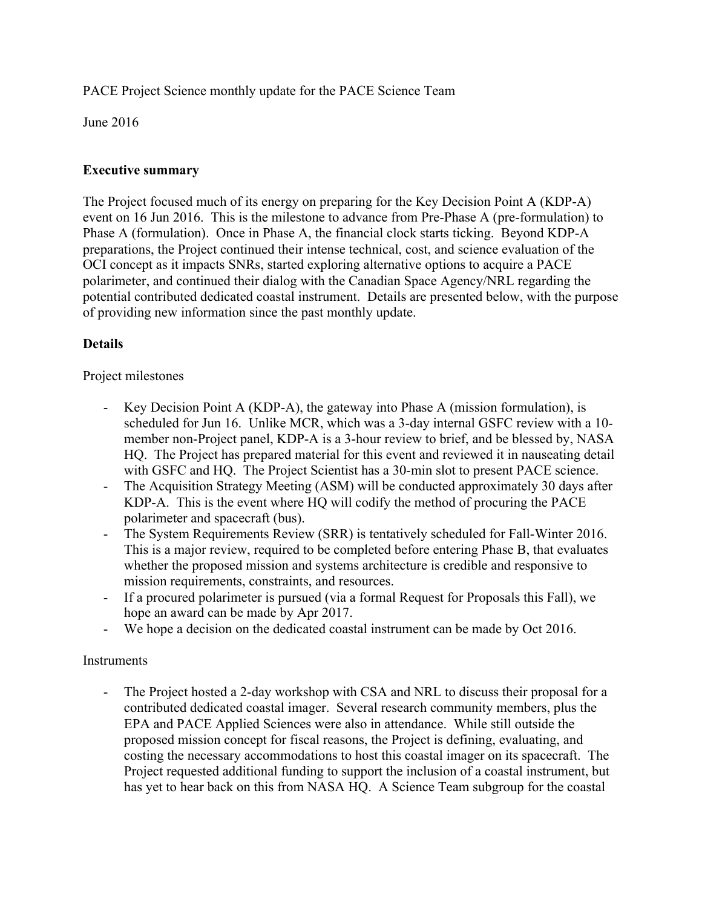PACE Project Science monthly update for the PACE Science Team

June 2016

**Executive summary**

The Project focused much of its energy on preparing for the Key Decision Point A (KDP-A) event on 16 Jun 2016. This is the milestone to advance from Pre-Phase A (pre-formulation) to Phase A (formulation). Once in Phase A, the financial clock starts ticking. Beyond KDP-A preparations, the Project continued their intense technical, cost, and science evaluation of the OCI concept as it impacts SNRs, started exploring alternative options to acquire a PACE polarimeter, and continued their dialog with the Canadian Space Agency/NRL regarding the potential contributed dedicated coastal instrument. Details are presented below, with the purpose of providing new information since the past monthly update.

**Details**

Project milestones

- Key Decision Point A (KDP-A), the gateway into Phase A (mission formulation), is scheduled for Jun 16. Unlike MCR, which was a 3-day internal GSFC review with a 10-member non-Project panel, KDP-A is a 3-hour review to brief, and be blessed by, NASA HQ. The Project has prepared material for this event and reviewed it in nauseating detail with GSFC and HQ. The Project Scientist has a 30-min slot to present PACE science.
- The Acquisition Strategy Meeting (ASM) will be conducted approximately 30 days after KDP-A. This is the event where HQ will codify the method of procuring the PACE polarimeter and spacecraft (bus).
- The System Requirements Review (SRR) is tentatively scheduled for Fall-Winter 2016. This is a major review, required to be completed before entering Phase B, that evaluates whether the proposed mission and systems architecture is credible and responsive to mission requirements, constraints, and resources.
- If a procured polarimeter is pursued (via a formal Request for Proposals this Fall), we hope an award can be made by Apr 2017.
- We hope a decision on the dedicated coastal instrument can be made by Oct 2016.

Instruments

- The Project hosted a 2-day workshop with CSA and NRL to discuss their proposal for a contributed dedicated coastal imager. Several research community members, plus the EPA and PACE Applied Sciences were also in attendance. While still outside the proposed mission concept for fiscal reasons, the Project is defining, evaluating, and costing the necessary accommodations to host this coastal imager on its spacecraft. The Project requested additional funding to support the inclusion of a coastal instrument, but has yet to hear back on this from NASA HQ. A Science Team subgroup for the coastal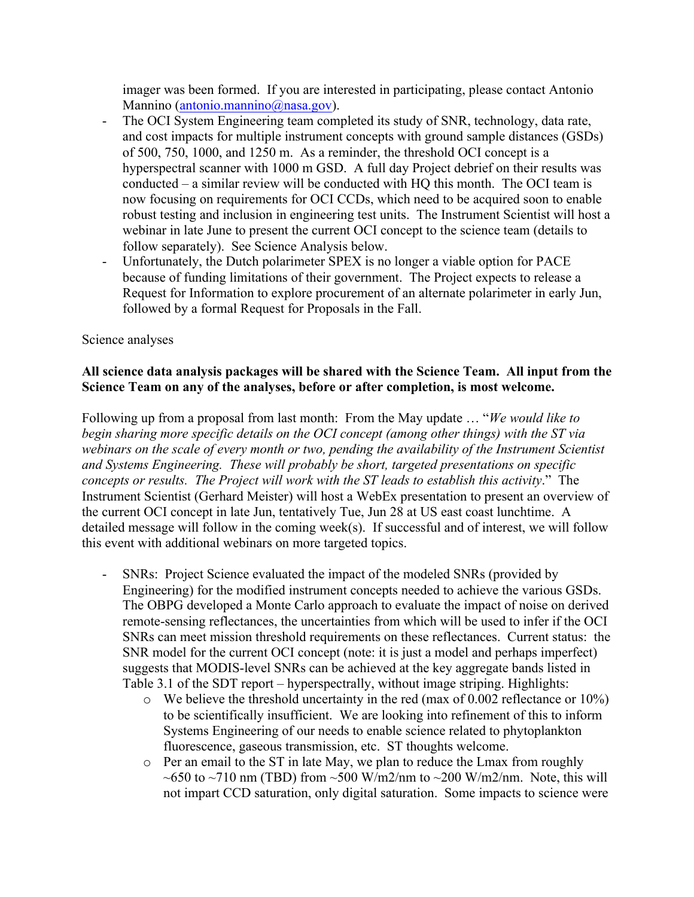imager was been formed. If you are interested in participating, please contact Antonio Mannino (antonio.mannino@nasa.gov).

- The OCI System Engineering team completed its study of SNR, technology, data rate, and cost impacts for multiple instrument concepts with ground sample distances (GSDs) of 500, 750, 1000, and 1250 m. As a reminder, the threshold OCI concept is a hyperspectral scanner with 1000 m GSD. A full day Project debrief on their results was conducted – a similar review will be conducted with HQ this month. The OCI team is now focusing on requirements for OCI CCDs, which need to be acquired soon to enable robust testing and inclusion in engineering test units. The Instrument Scientist will host a webinar in late June to present the current OCI concept to the science team (details to follow separately). See Science Analysis below.
- Unfortunately, the Dutch polarimeter SPEX is no longer a viable option for PACE because of funding limitations of their government. The Project expects to release a Request for Information to explore procurement of an alternate polarimeter in early Jun, followed by a formal Request for Proposals in the Fall.

Science analyses

**All science data analysis packages will be shared with the Science Team. All input from the Science Team on any of the analyses, before or after completion, is most welcome.**

Following up from a proposal from last month: From the May update … "*We would like to begin sharing more specific details on the OCI concept (among other things) with the ST via webinars on the scale of every month or two, pending the availability of the Instrument Scientist and Systems Engineering. These will probably be short, targeted presentations on specific concepts or results. The Project will work with the ST leads to establish this activity*." The Instrument Scientist (Gerhard Meister) will host a WebEx presentation to present an overview of the current OCI concept in late Jun, tentatively Tue, Jun 28 at US east coast lunchtime. A detailed message will follow in the coming week(s). If successful and of interest, we will follow this event with additional webinars on more targeted topics.

- SNRs: Project Science evaluated the impact of the modeled SNRs (provided by Engineering) for the modified instrument concepts needed to achieve the various GSDs. The OBPG developed a Monte Carlo approach to evaluate the impact of noise on derived remote-sensing reflectances, the uncertainties from which will be used to infer if the OCI SNRs can meet mission threshold requirements on these reflectances. Current status: the SNR model for the current OCI concept (note: it is just a model and perhaps imperfect) suggests that MODIS-level SNRs can be achieved at the key aggregate bands listed in Table 3.1 of the SDT report – hyperspectrally, without image striping. Highlights:
  - We believe the threshold uncertainty in the red (max of 0.002 reflectance or 10%) to be scientifically insufficient. We are looking into refinement of this to inform Systems Engineering of our needs to enable science related to phytoplankton fluorescence, gaseous transmission, etc. ST thoughts welcome.
  - Per an email to the ST in late May, we plan to reduce the Lmax from roughly ~650 to ~710 nm (TBD) from ~500 W/m2/nm to ~200 W/m2/nm. Note, this will not impart CCD saturation, only digital saturation. Some impacts to science were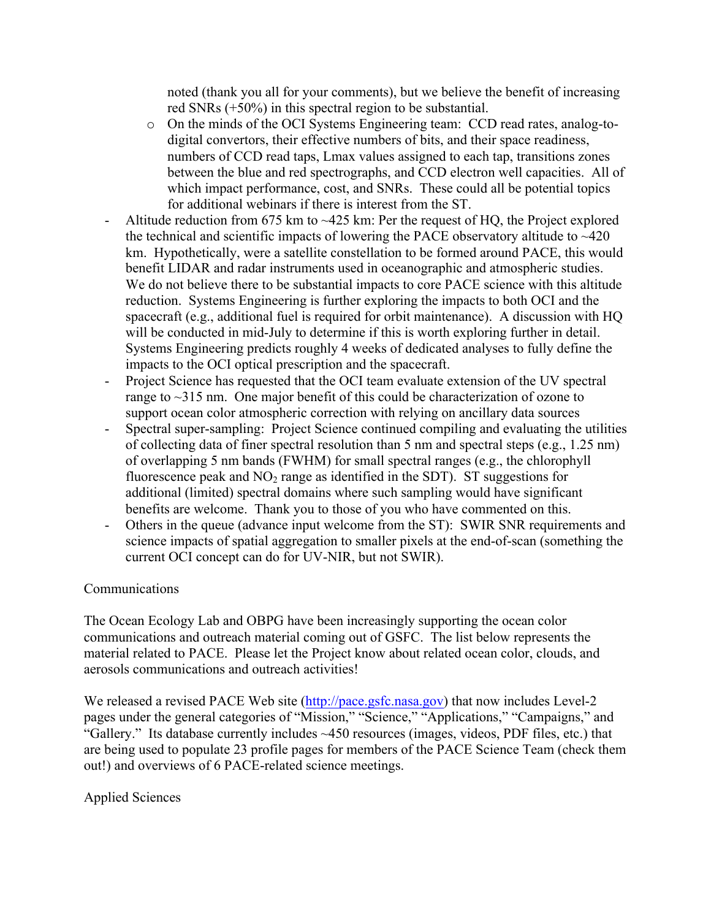noted (thank you all for your comments), but we believe the benefit of increasing red SNRs (+50%) in this spectral region to be substantial.

  - On the minds of the OCI Systems Engineering team: CCD read rates, analog-to-digital convertors, their effective numbers of bits, and their space readiness, numbers of CCD read taps, Lmax values assigned to each tap, transitions zones between the blue and red spectrographs, and CCD electron well capacities. All of which impact performance, cost, and SNRs. These could all be potential topics for additional webinars if there is interest from the ST.

- Altitude reduction from 675 km to ~425 km: Per the request of HQ, the Project explored the technical and scientific impacts of lowering the PACE observatory altitude to ~420 km. Hypothetically, were a satellite constellation to be formed around PACE, this would benefit LIDAR and radar instruments used in oceanographic and atmospheric studies. We do not believe there to be substantial impacts to core PACE science with this altitude reduction. Systems Engineering is further exploring the impacts to both OCI and the spacecraft (e.g., additional fuel is required for orbit maintenance). A discussion with HQ will be conducted in mid-July to determine if this is worth exploring further in detail. Systems Engineering predicts roughly 4 weeks of dedicated analyses to fully define the impacts to the OCI optical prescription and the spacecraft.
- Project Science has requested that the OCI team evaluate extension of the UV spectral range to ~315 nm. One major benefit of this could be characterization of ozone to support ocean color atmospheric correction with relying on ancillary data sources
- Spectral super-sampling: Project Science continued compiling and evaluating the utilities of collecting data of finer spectral resolution than 5 nm and spectral steps (e.g., 1.25 nm) of overlapping 5 nm bands (FWHM) for small spectral ranges (e.g., the chlorophyll fluorescence peak and $NO_2$ range as identified in the SDT). ST suggestions for additional (limited) spectral domains where such sampling would have significant benefits are welcome. Thank you to those of you who have commented on this.
- Others in the queue (advance input welcome from the ST): SWIR SNR requirements and science impacts of spatial aggregation to smaller pixels at the end-of-scan (something the current OCI concept can do for UV-NIR, but not SWIR).

Communications

The Ocean Ecology Lab and OBPG have been increasingly supporting the ocean color communications and outreach material coming out of GSFC. The list below represents the material related to PACE. Please let the Project know about related ocean color, clouds, and aerosols communications and outreach activities!

We released a revised PACE Web site (http://pace.gsfc.nasa.gov) that now includes Level-2 pages under the general categories of "Mission," "Science," "Applications," "Campaigns," and "Gallery." Its database currently includes ~450 resources (images, videos, PDF files, etc.) that are being used to populate 23 profile pages for members of the PACE Science Team (check them out!) and overviews of 6 PACE-related science meetings.

Applied Sciences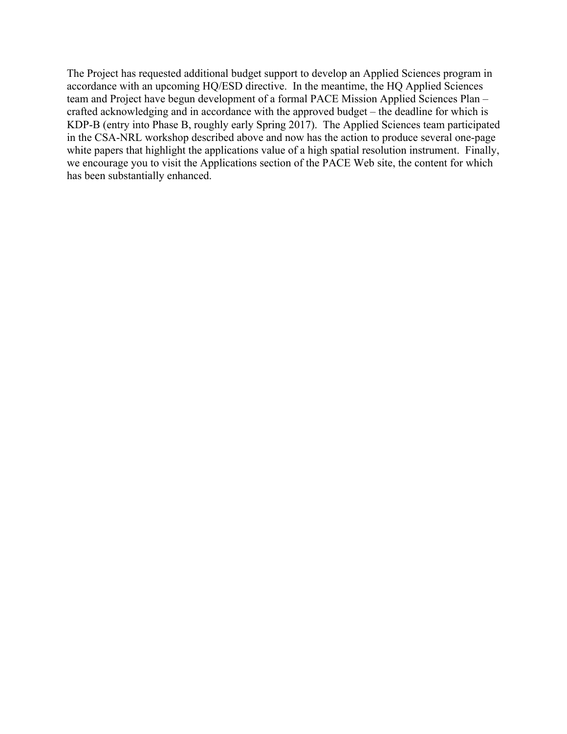The Project has requested additional budget support to develop an Applied Sciences program in accordance with an upcoming HQ/ESD directive. In the meantime, the HQ Applied Sciences team and Project have begun development of a formal PACE Mission Applied Sciences Plan – crafted acknowledging and in accordance with the approved budget – the deadline for which is KDP-B (entry into Phase B, roughly early Spring 2017). The Applied Sciences team participated in the CSA-NRL workshop described above and now has the action to produce several one-page white papers that highlight the applications value of a high spatial resolution instrument. Finally, we encourage you to visit the Applications section of the PACE Web site, the content for which has been substantially enhanced.